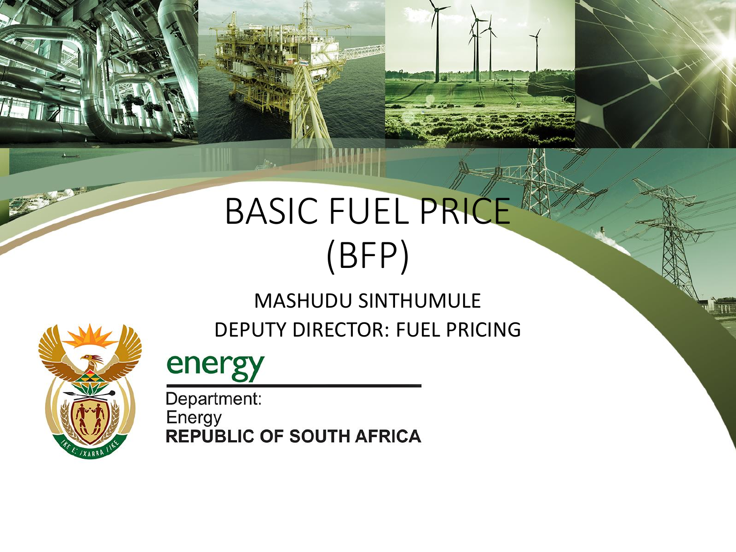# BASIC FUEL PRICE (BFP)

MASHUDU SINTHUMULE

DEPUTY DIRECTOR: FUEL PRICING

energy

Department:
Energy
**REPUBLIC OF SOUTH AFRICA**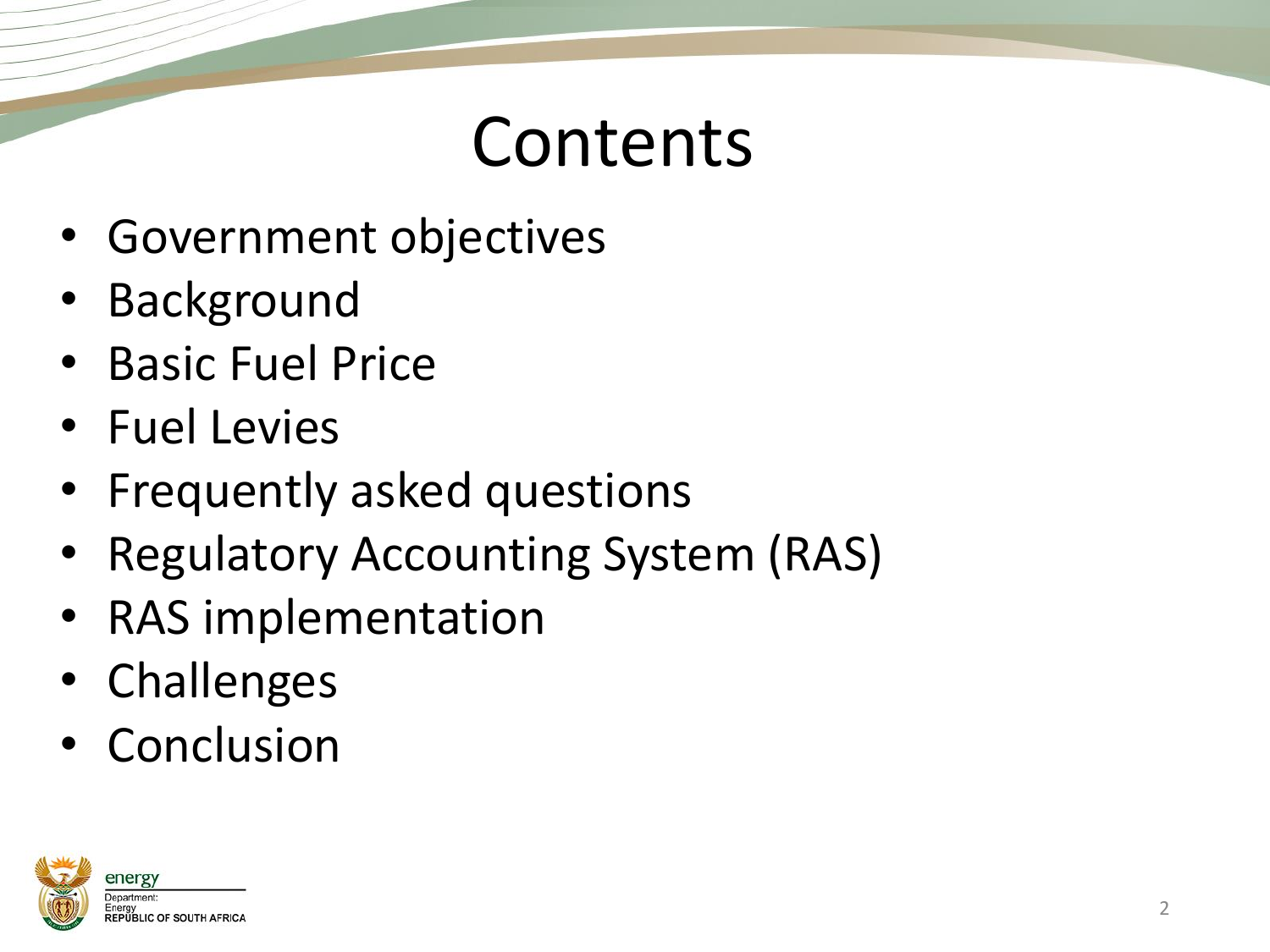# Contents

- Government objectives
- Background
- Basic Fuel Price
- Fuel Levies
- Frequently asked questions
- Regulatory Accounting System (RAS)
- RAS implementation
- Challenges
- Conclusion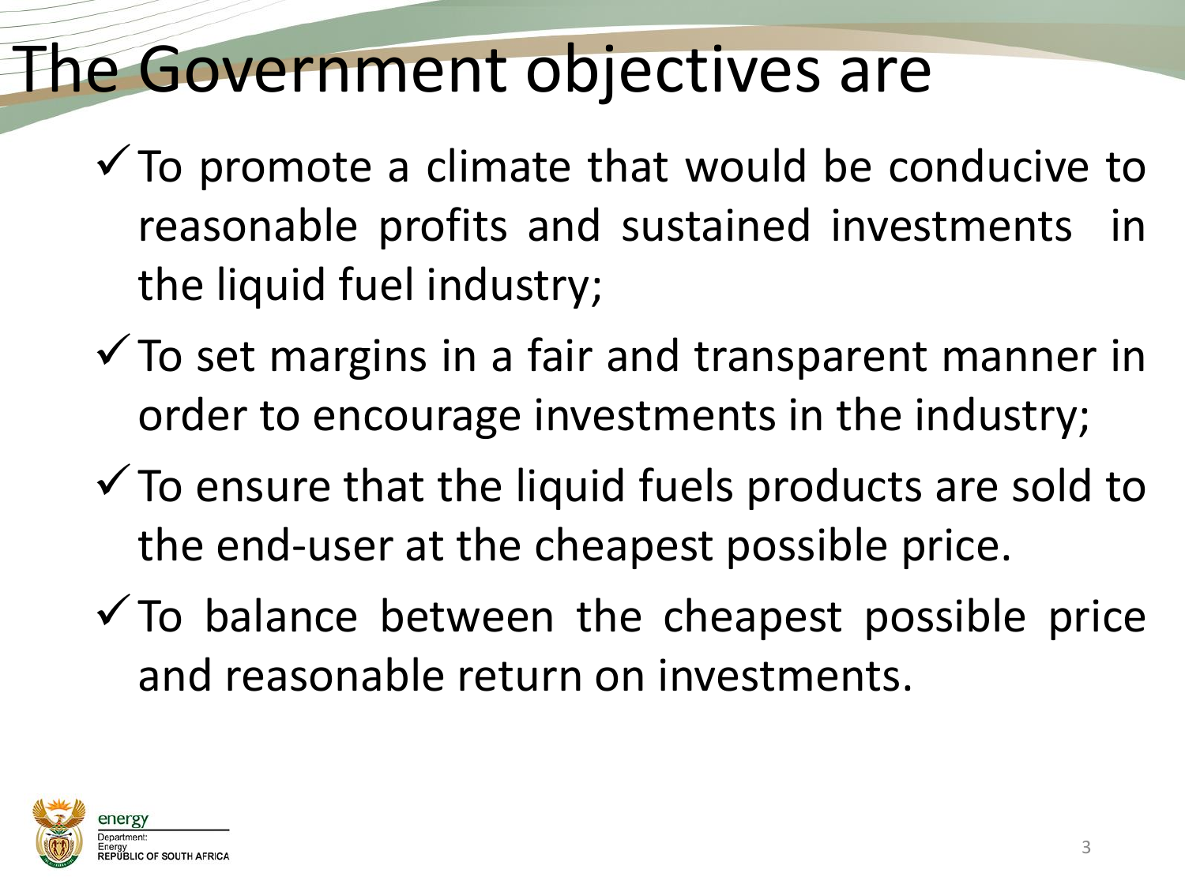# The Government objectives are

- To promote a climate that would be conducive to reasonable profits and sustained investments in the liquid fuel industry;
- To set margins in a fair and transparent manner in order to encourage investments in the industry;
- To ensure that the liquid fuels products are sold to the end-user at the cheapest possible price.
- To balance between the cheapest possible price and reasonable return on investments.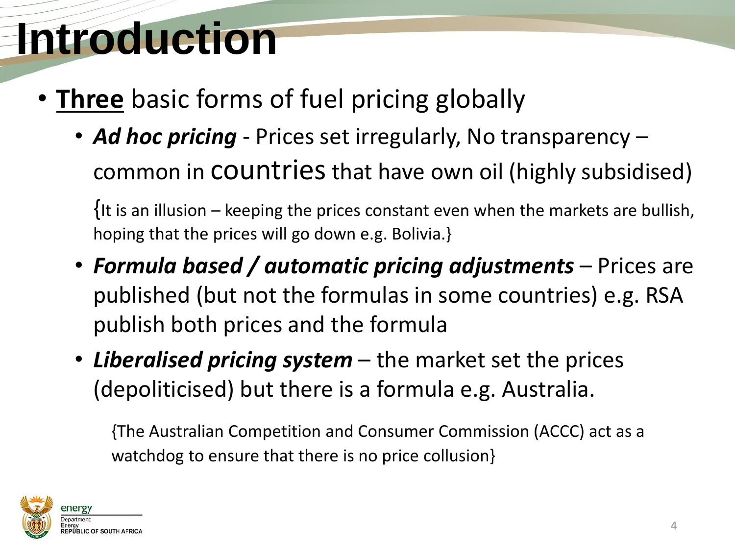# Introduction

- **Three** basic forms of fuel pricing globally
  - ***Ad hoc pricing*** - Prices set irregularly, No transparency – common in countries that have own oil (highly subsidised)

    {It is an illusion – keeping the prices constant even when the markets are bullish, hoping that the prices will go down e.g. Bolivia.}

  - ***Formula based / automatic pricing adjustments*** – Prices are published (but not the formulas in some countries) e.g. RSA publish both prices and the formula
  - ***Liberalised pricing system*** – the market set the prices (depoliticised) but there is a formula e.g. Australia.

    {The Australian Competition and Consumer Commission (ACCC) act as a watchdog to ensure that there is no price collusion}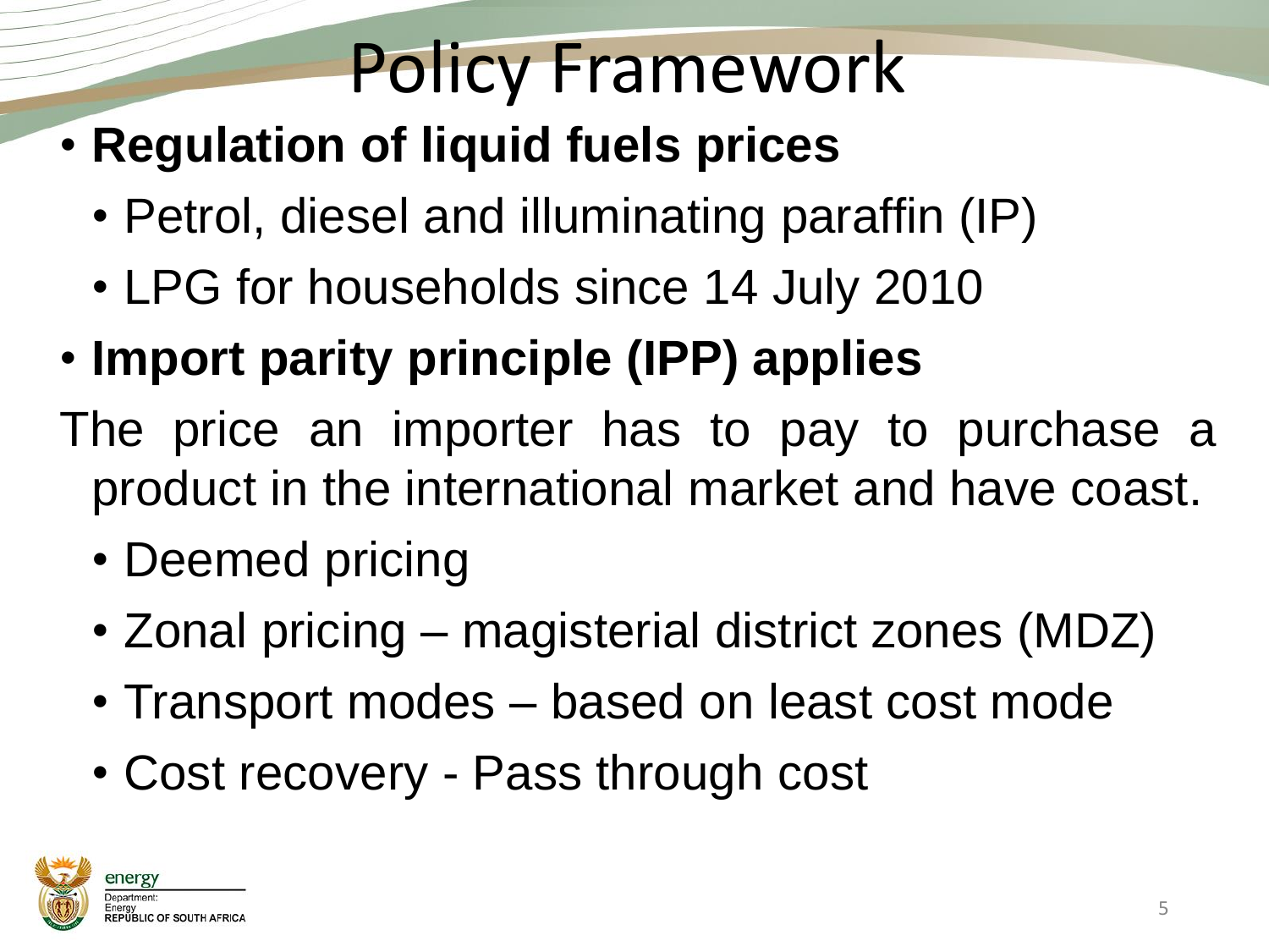# Policy Framework

- **Regulation of liquid fuels prices**
  - Petrol, diesel and illuminating paraffin (IP)
  - LPG for households since 14 July 2010
- **Import parity principle (IPP) applies**

The price an importer has to pay to purchase a product in the international market and have coast.

  - Deemed pricing
  - Zonal pricing – magisterial district zones (MDZ)
  - Transport modes – based on least cost mode
  - Cost recovery - Pass through cost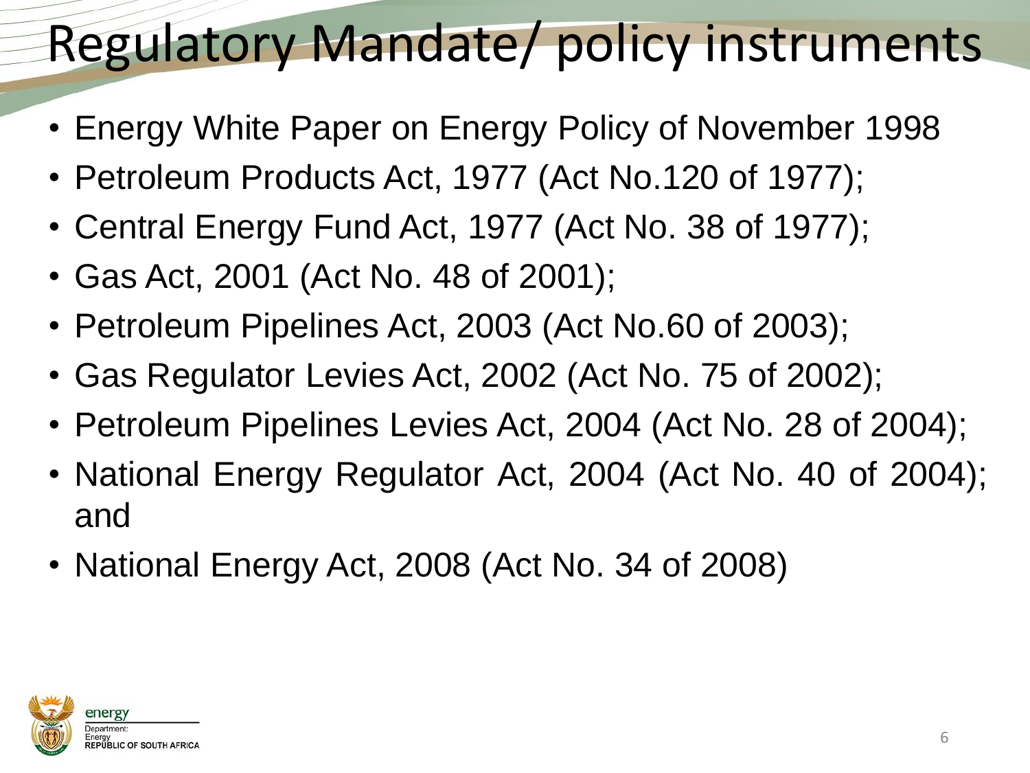# Regulatory Mandate/ policy instruments

- Energy White Paper on Energy Policy of November 1998
- Petroleum Products Act, 1977 (Act No.120 of 1977);
- Central Energy Fund Act, 1977 (Act No. 38 of 1977);
- Gas Act, 2001 (Act No. 48 of 2001);
- Petroleum Pipelines Act, 2003 (Act No.60 of 2003);
- Gas Regulator Levies Act, 2002 (Act No. 75 of 2002);
- Petroleum Pipelines Levies Act, 2004 (Act No. 28 of 2004);
- National Energy Regulator Act, 2004 (Act No. 40 of 2004); and
- National Energy Act, 2008 (Act No. 34 of 2008)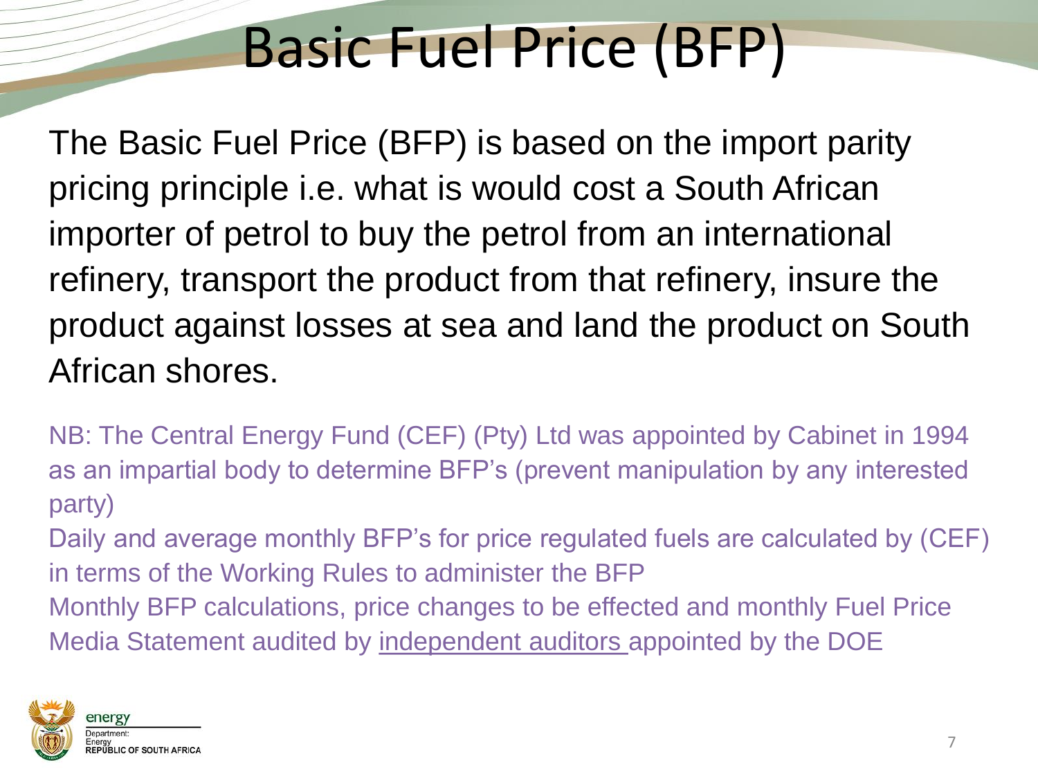# Basic Fuel Price (BFP)

The Basic Fuel Price (BFP) is based on the import parity pricing principle i.e. what is would cost a South African importer of petrol to buy the petrol from an international refinery, transport the product from that refinery, insure the product against losses at sea and land the product on South African shores.

NB: The Central Energy Fund (CEF) (Pty) Ltd was appointed by Cabinet in 1994 as an impartial body to determine BFP's (prevent manipulation by any interested party)

Daily and average monthly BFP's for price regulated fuels are calculated by (CEF) in terms of the Working Rules to administer the BFP

Monthly BFP calculations, price changes to be effected and monthly Fuel Price Media Statement audited by independent auditors appointed by the DOE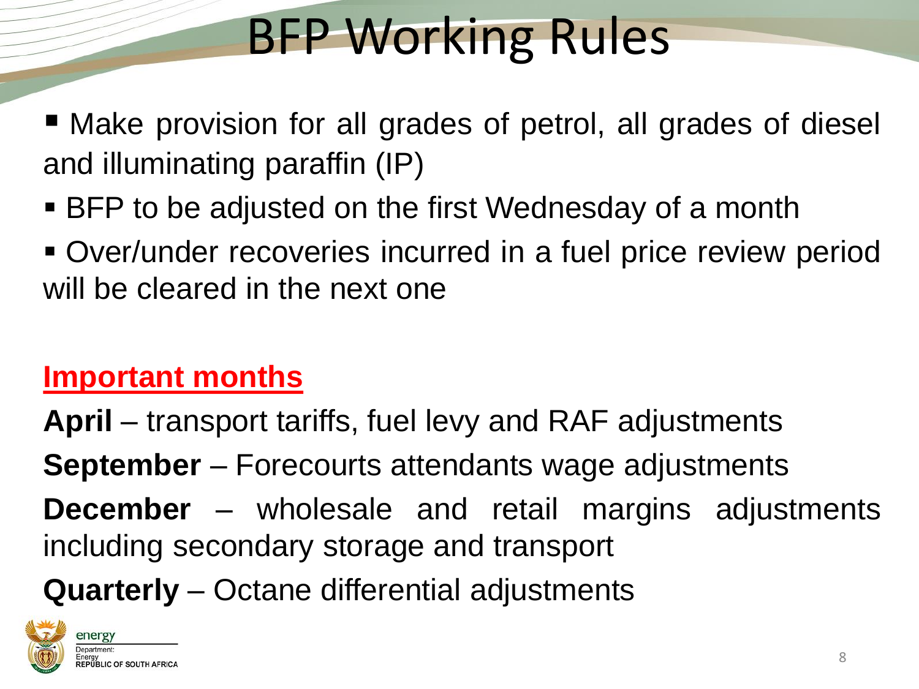# BFP Working Rules

- Make provision for all grades of petrol, all grades of diesel and illuminating paraffin (IP)
- BFP to be adjusted on the first Wednesday of a month
- Over/under recoveries incurred in a fuel price review period will be cleared in the next one

**Important months**

**April** – transport tariffs, fuel levy and RAF adjustments

**September** – Forecourts attendants wage adjustments

**December** – wholesale and retail margins adjustments including secondary storage and transport

**Quarterly** – Octane differential adjustments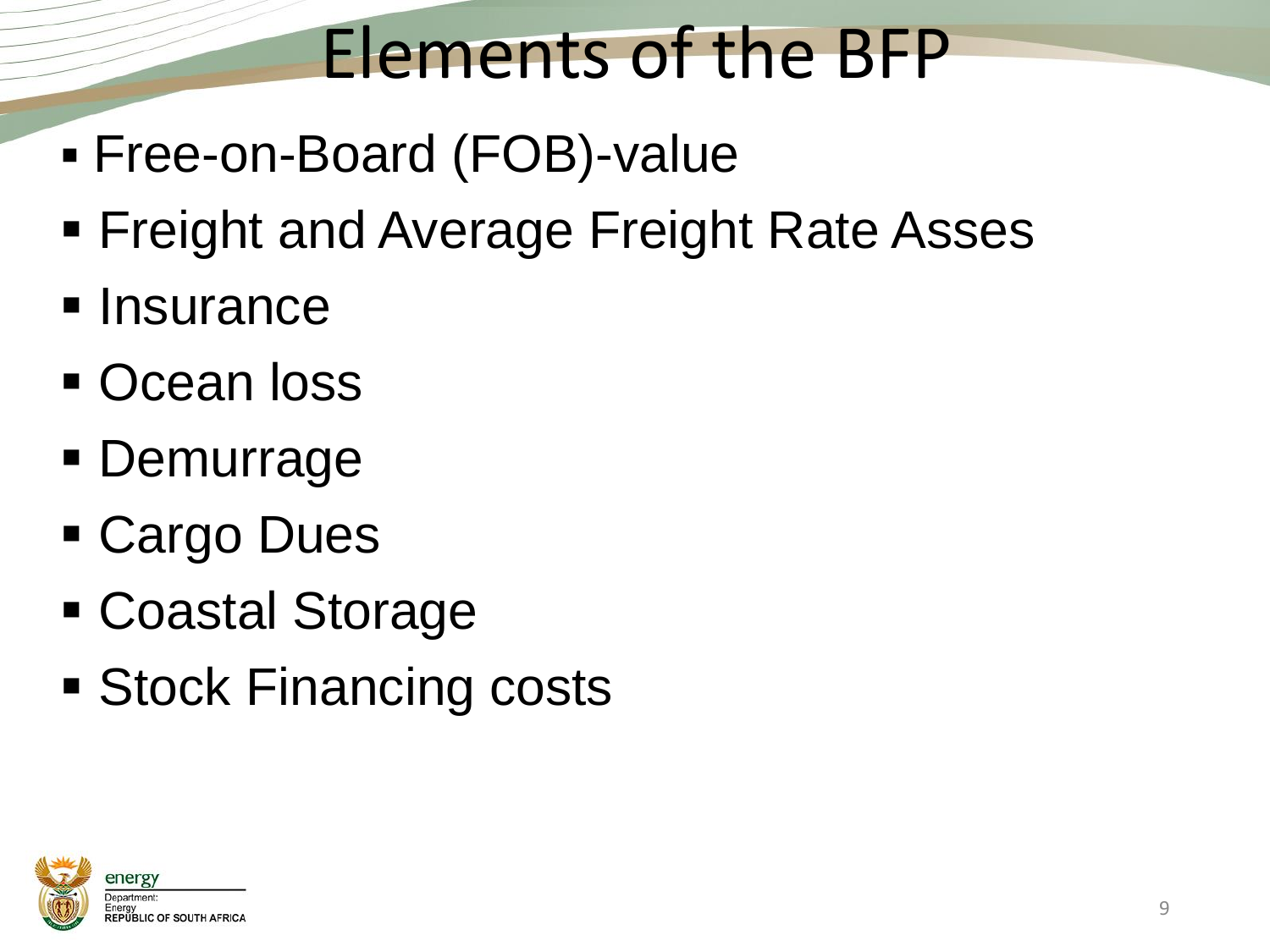# Elements of the BFP

- Free-on-Board (FOB)-value
- Freight and Average Freight Rate Asses
- Insurance
- Ocean loss
- Demurrage
- Cargo Dues
- Coastal Storage
- Stock Financing costs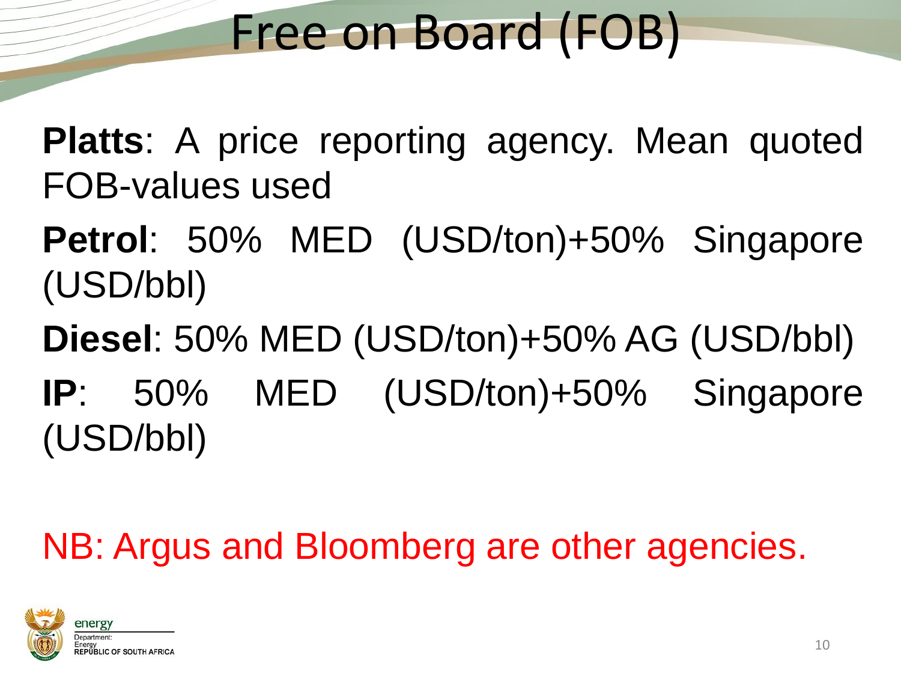# Free on Board (FOB)

**Platts**: A price reporting agency. Mean quoted FOB-values used

**Petrol**: 50% MED (USD/ton)+50% Singapore (USD/bbl)

**Diesel**: 50% MED (USD/ton)+50% AG (USD/bbl)

**IP**: 50% MED (USD/ton)+50% Singapore (USD/bbl)

NB: Argus and Bloomberg are other agencies.

energy
Department:
Energy
REPUBLIC OF SOUTH AFRICA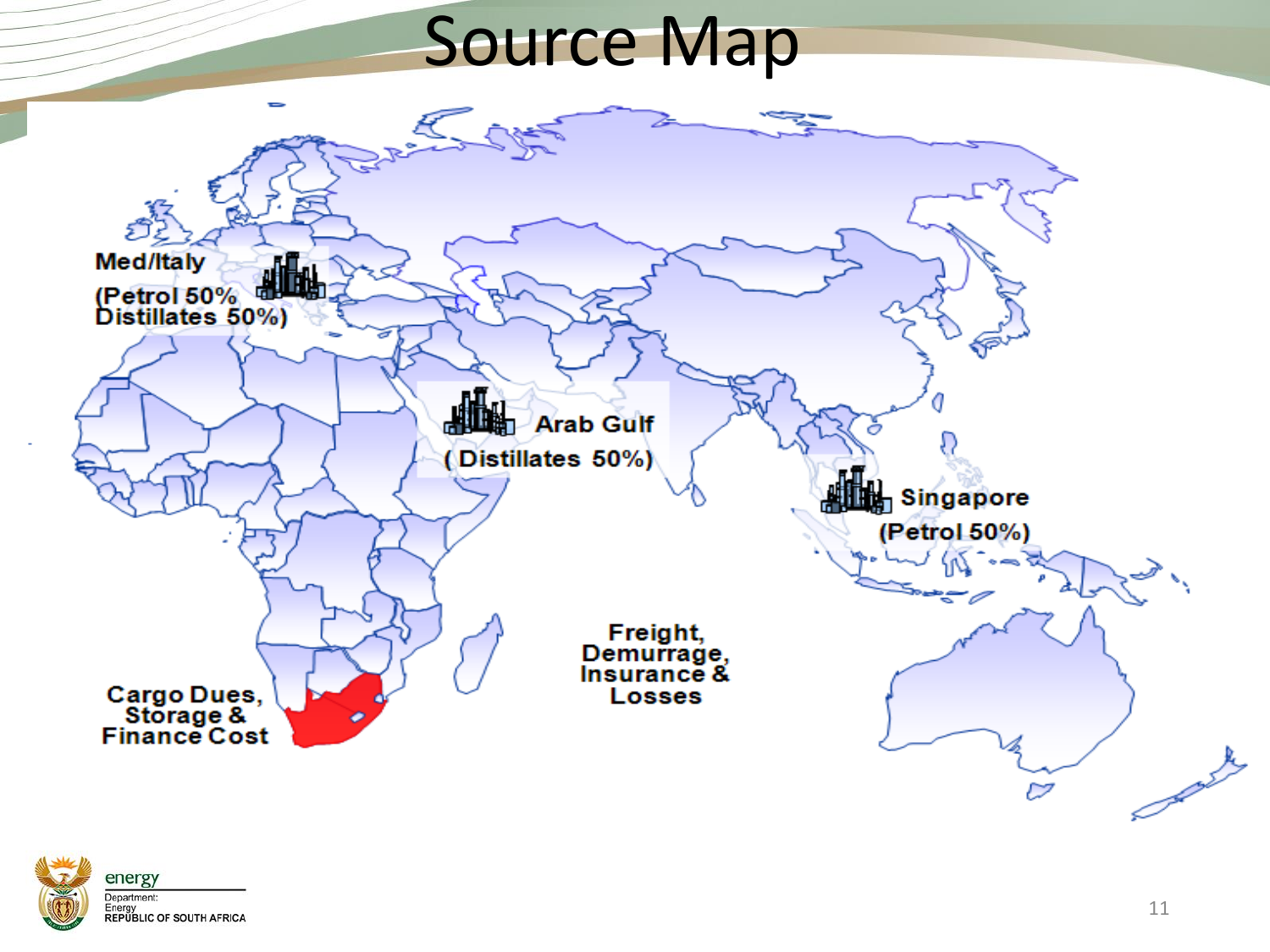# Source Map

Med/Italy

(Petrol 50%
Distillates 50%)

Arab Gulf

( Distillates 50%)

Singapore

(Petrol 50%)

Freight,
Demurrage,
Insurance &
Losses

Cargo Dues,
Storage &
Finance Cost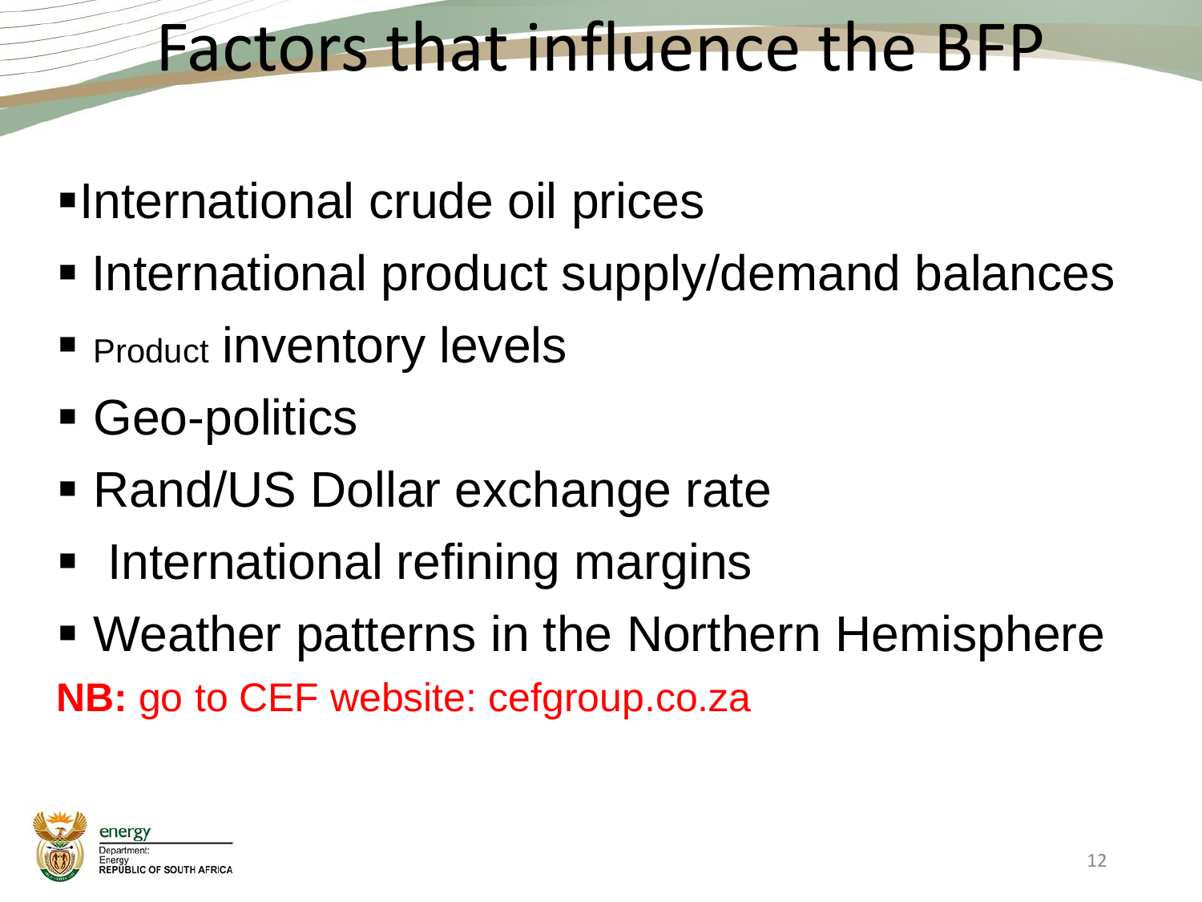# Factors that influence the BFP

- International crude oil prices
- International product supply/demand balances
- Product inventory levels
- Geo-politics
- Rand/US Dollar exchange rate
- International refining margins
- Weather patterns in the Northern Hemisphere

**NB:** go to CEF website: cefgroup.co.za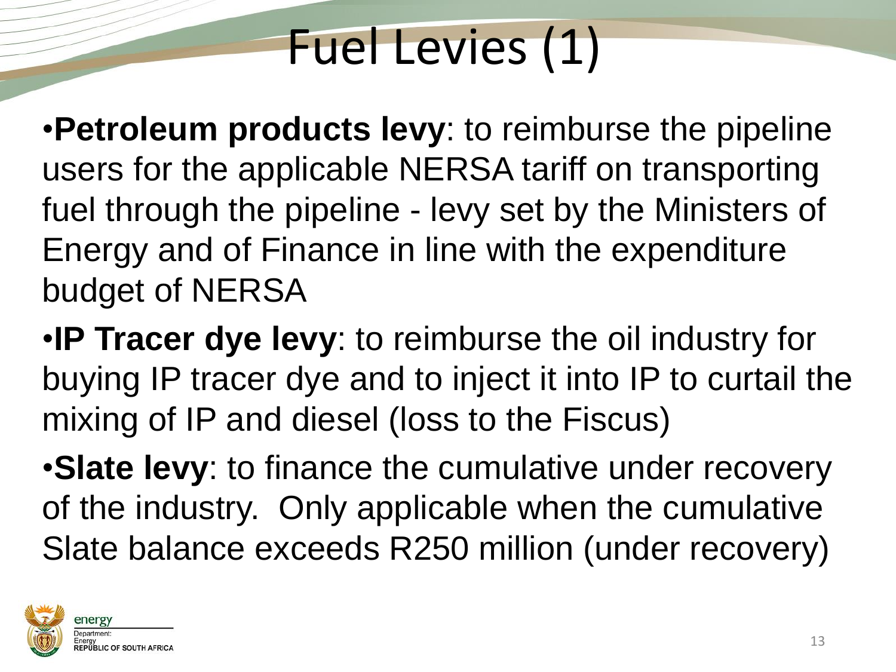# Fuel Levies (1)

- **Petroleum products levy**: to reimburse the pipeline users for the applicable NERSA tariff on transporting fuel through the pipeline - levy set by the Ministers of Energy and of Finance in line with the expenditure budget of NERSA
- **IP Tracer dye levy**: to reimburse the oil industry for buying IP tracer dye and to inject it into IP to curtail the mixing of IP and diesel (loss to the Fiscus)
- **Slate levy**: to finance the cumulative under recovery of the industry. Only applicable when the cumulative Slate balance exceeds R250 million (under recovery)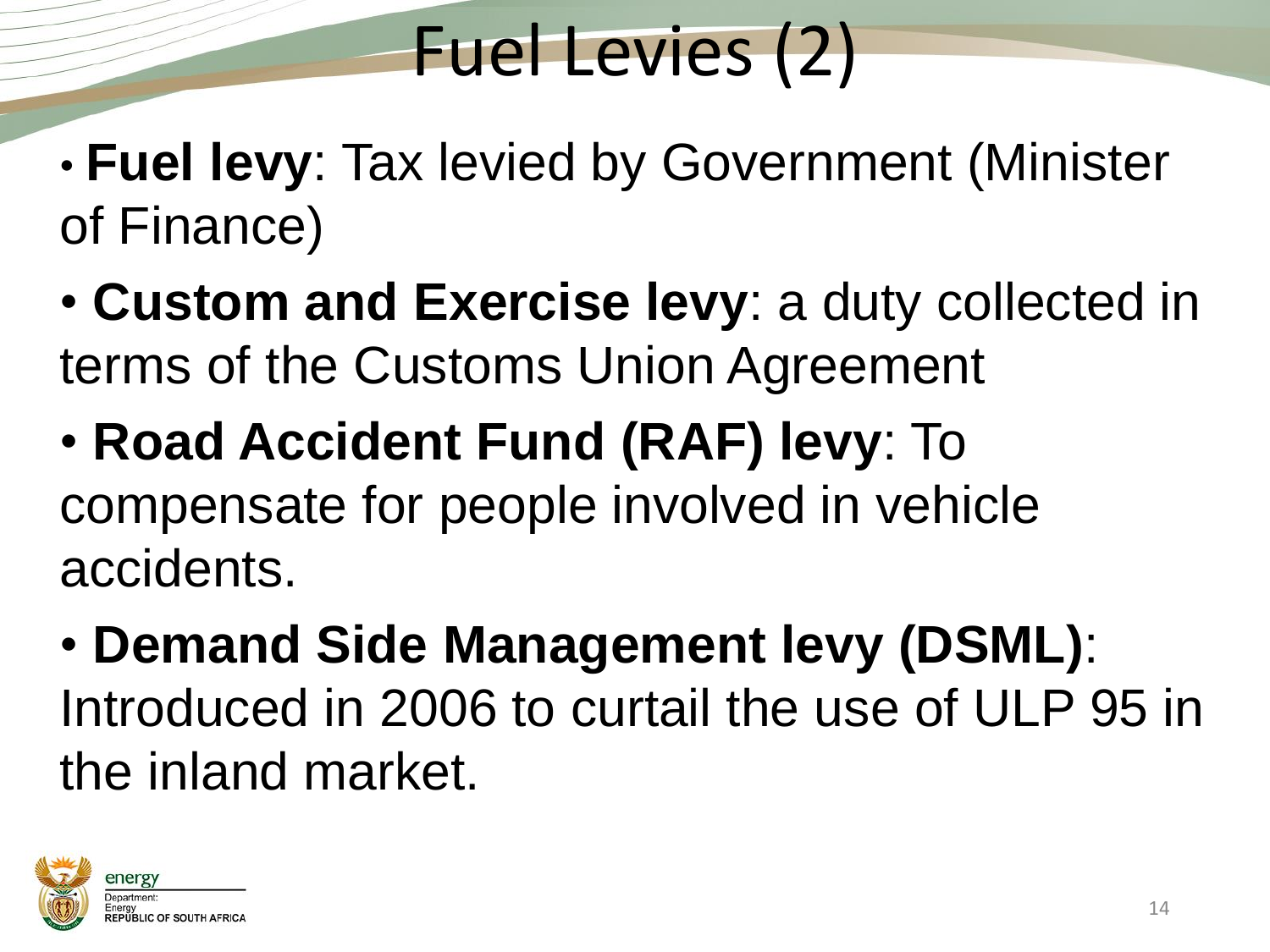# Fuel Levies (2)

- **Fuel levy**: Tax levied by Government (Minister of Finance)
- **Custom and Exercise levy**: a duty collected in terms of the Customs Union Agreement
- **Road Accident Fund (RAF) levy**: To compensate for people involved in vehicle accidents.
- **Demand Side Management levy (DSML)**: Introduced in 2006 to curtail the use of ULP 95 in the inland market.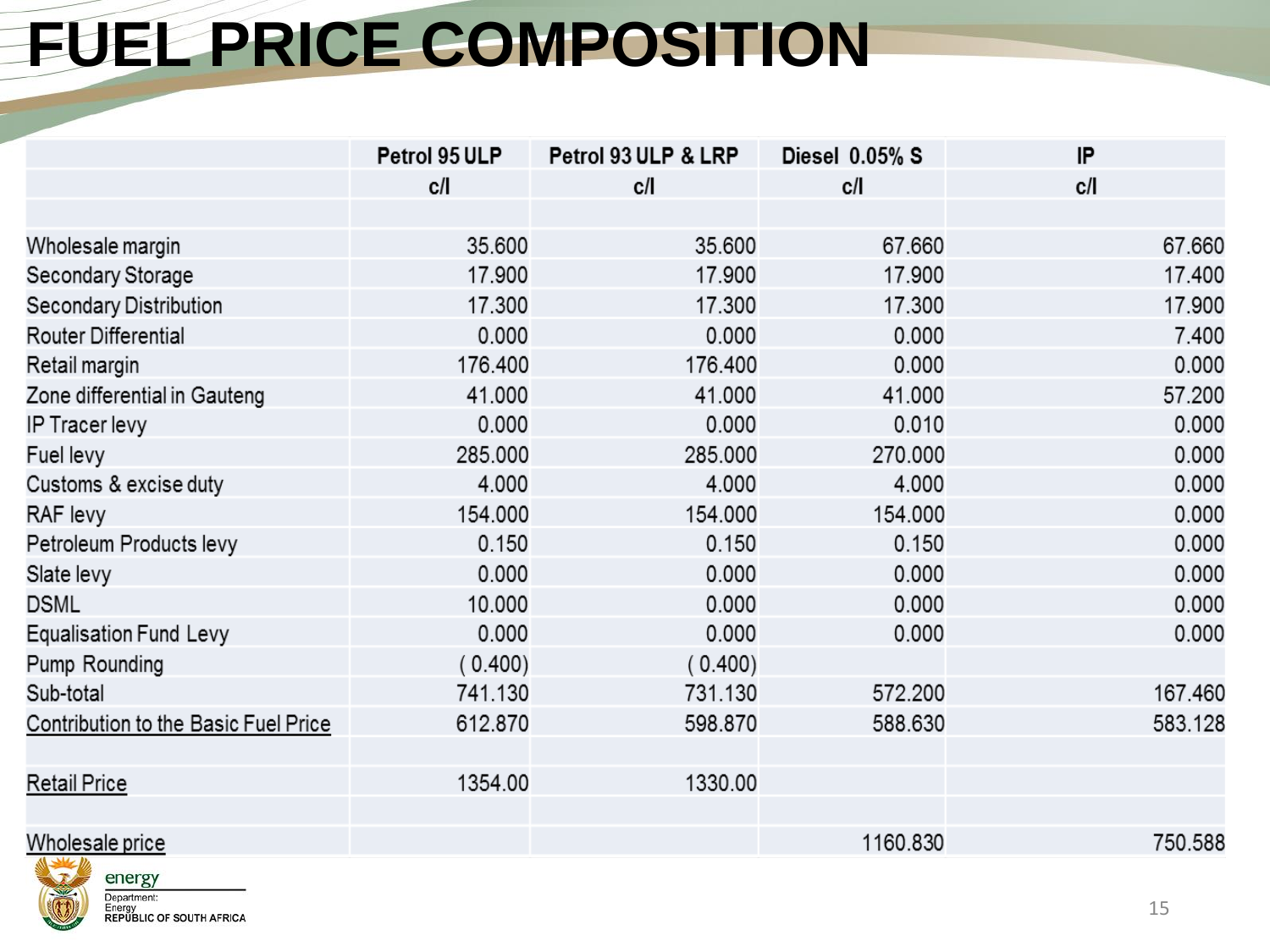# FUEL PRICE COMPOSITION

| | Petrol 95 ULP | Petrol 93 ULP & LRP | Diesel 0.05% S | IP |
|---|---|---|---|---|
| | c/l | c/l | c/l | c/l |
| | | | | |
| Wholesale margin | 35.600 | 35.600 | 67.660 | 67.660 |
| Secondary Storage | 17.900 | 17.900 | 17.900 | 17.400 |
| Secondary Distribution | 17.300 | 17.300 | 17.300 | 17.900 |
| Router Differential | 0.000 | 0.000 | 0.000 | 7.400 |
| Retail margin | 176.400 | 176.400 | 0.000 | 0.000 |
| Zone differential in Gauteng | 41.000 | 41.000 | 41.000 | 57.200 |
| IP Tracer levy | 0.000 | 0.000 | 0.010 | 0.000 |
| Fuel levy | 285.000 | 285.000 | 270.000 | 0.000 |
| Customs & excise duty | 4.000 | 4.000 | 4.000 | 0.000 |
| RAF levy | 154.000 | 154.000 | 154.000 | 0.000 |
| Petroleum Products levy | 0.150 | 0.150 | 0.150 | 0.000 |
| Slate levy | 0.000 | 0.000 | 0.000 | 0.000 |
| DSML | 10.000 | 0.000 | 0.000 | 0.000 |
| Equalisation Fund Levy | 0.000 | 0.000 | 0.000 | 0.000 |
| Pump Rounding | ( 0.400) | ( 0.400) | | |
| Sub-total | 741.130 | 731.130 | 572.200 | 167.460 |
| Contribution to the Basic Fuel Price | 612.870 | 598.870 | 588.630 | 583.128 |
| | | | | |
| Retail Price | 1354.00 | 1330.00 | | |
| | | | | |
| Wholesale price | | | 1160.830 | 750.588 |

energy
Department: Energy
REPUBLIC OF SOUTH AFRICA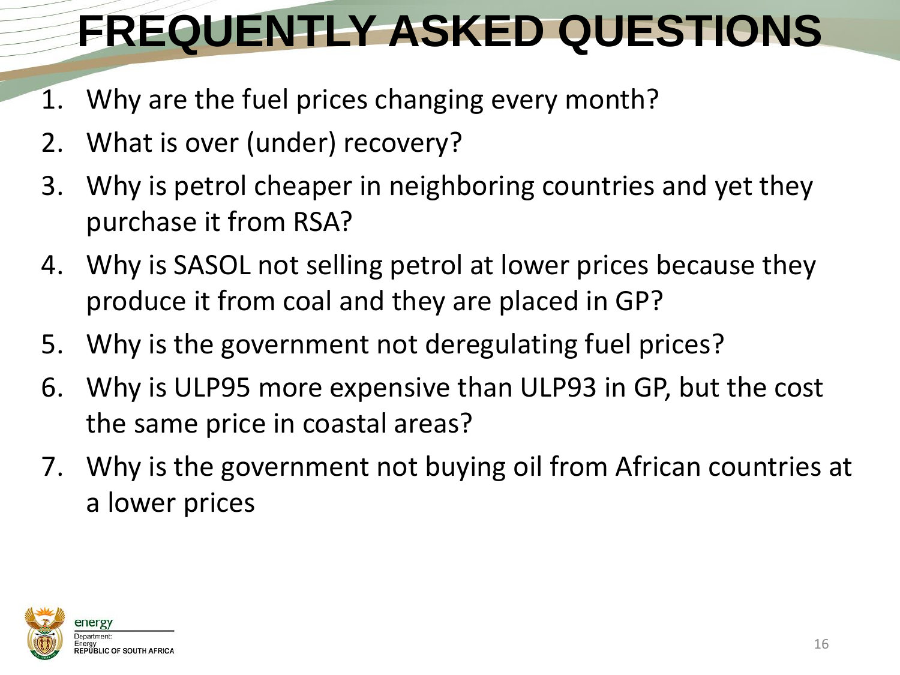# FREQUENTLY ASKED QUESTIONS

1. Why are the fuel prices changing every month?
2. What is over (under) recovery?
3. Why is petrol cheaper in neighboring countries and yet they purchase it from RSA?
4. Why is SASOL not selling petrol at lower prices because they produce it from coal and they are placed in GP?
5. Why is the government not deregulating fuel prices?
6. Why is ULP95 more expensive than ULP93 in GP, but the cost the same price in coastal areas?
7. Why is the government not buying oil from African countries at a lower prices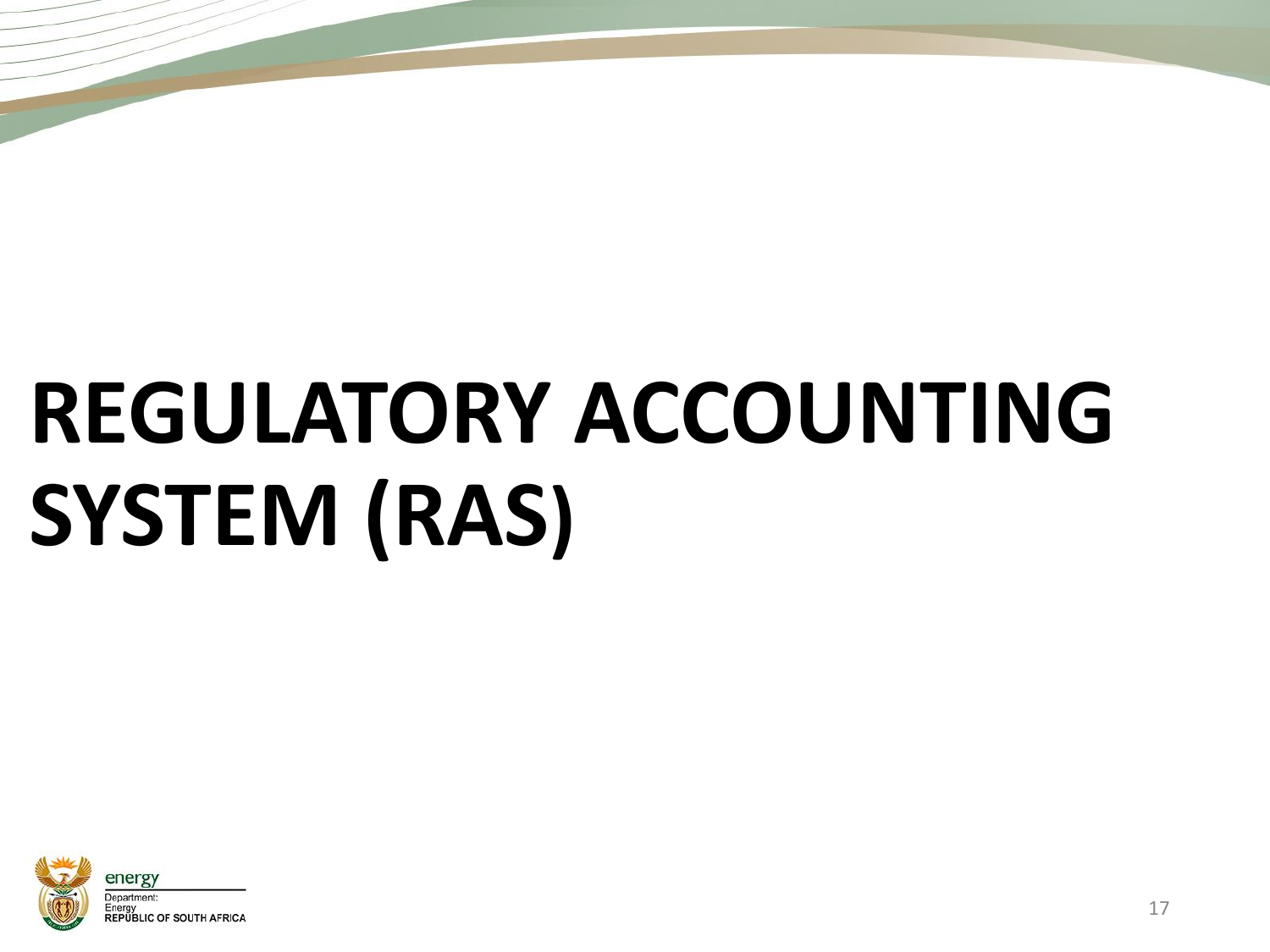# REGULATORY ACCOUNTING SYSTEM (RAS)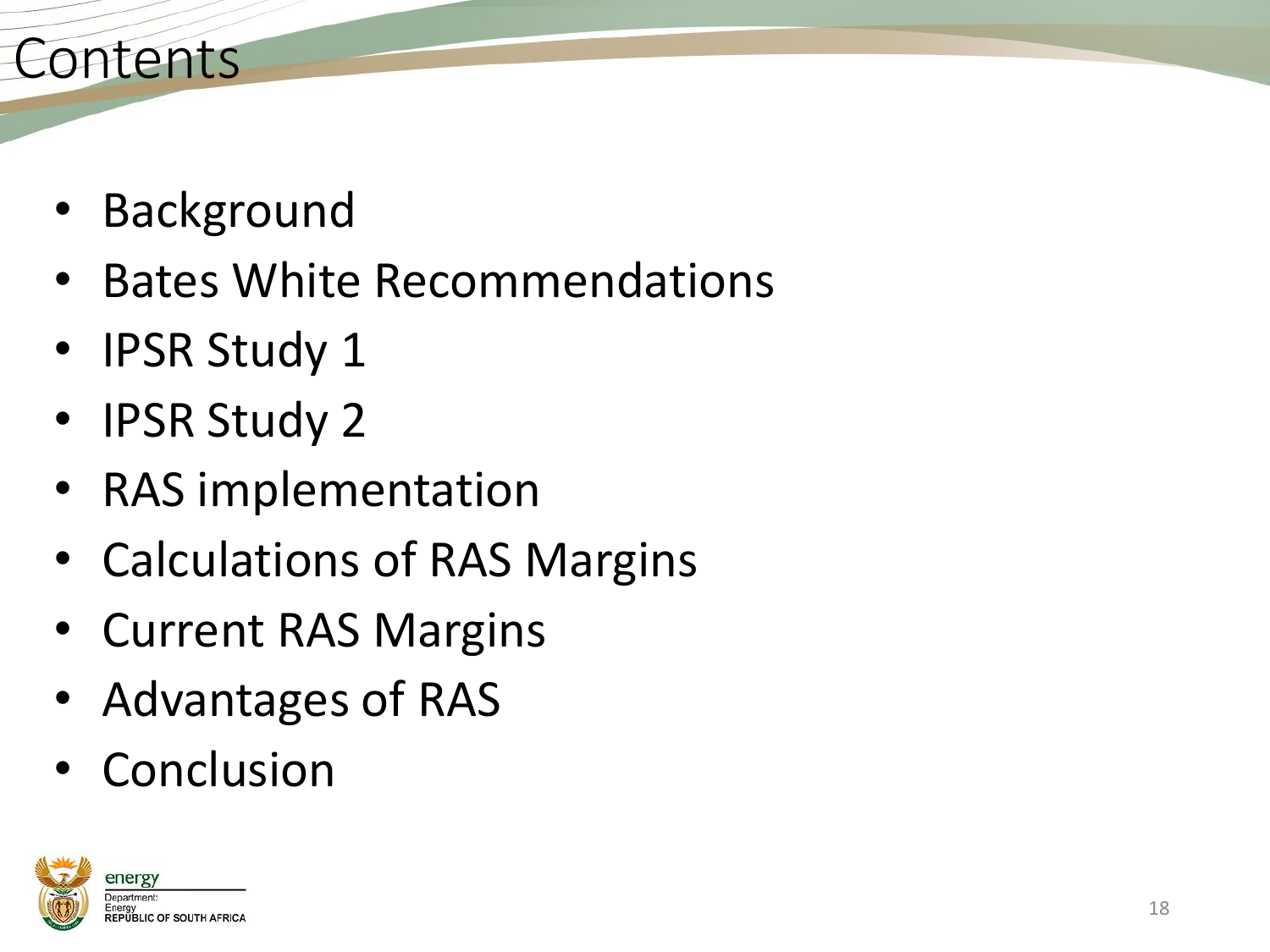# Contents

- Background
- Bates White Recommendations
- IPSR Study 1
- IPSR Study 2
- RAS implementation
- Calculations of RAS Margins
- Current RAS Margins
- Advantages of RAS
- Conclusion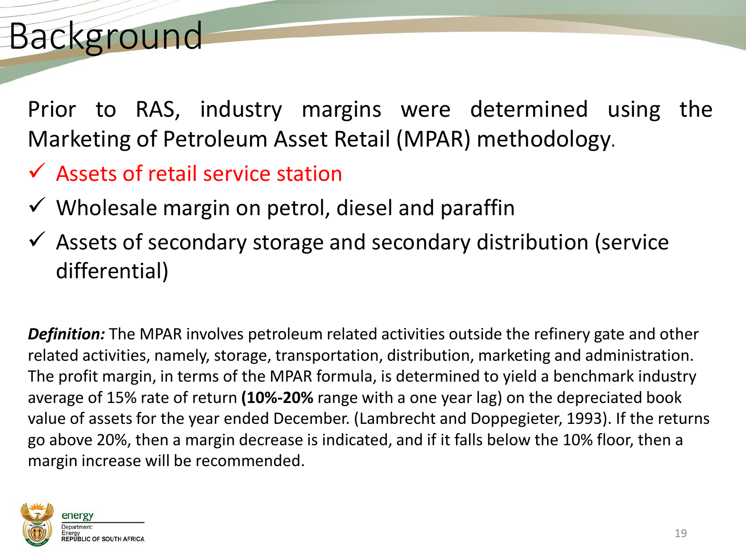# Background

Prior to RAS, industry margins were determined using the Marketing of Petroleum Asset Retail (MPAR) methodology.

- ✓ Assets of retail service station
- ✓ Wholesale margin on petrol, diesel and paraffin
- ✓ Assets of secondary storage and secondary distribution (service differential)

***Definition:*** The MPAR involves petroleum related activities outside the refinery gate and other related activities, namely, storage, transportation, distribution, marketing and administration. The profit margin, in terms of the MPAR formula, is determined to yield a benchmark industry average of 15% rate of return **(10%-20%** range with a one year lag) on the depreciated book value of assets for the year ended December. (Lambrecht and Doppegieter, 1993). If the returns go above 20%, then a margin decrease is indicated, and if it falls below the 10% floor, then a margin increase will be recommended.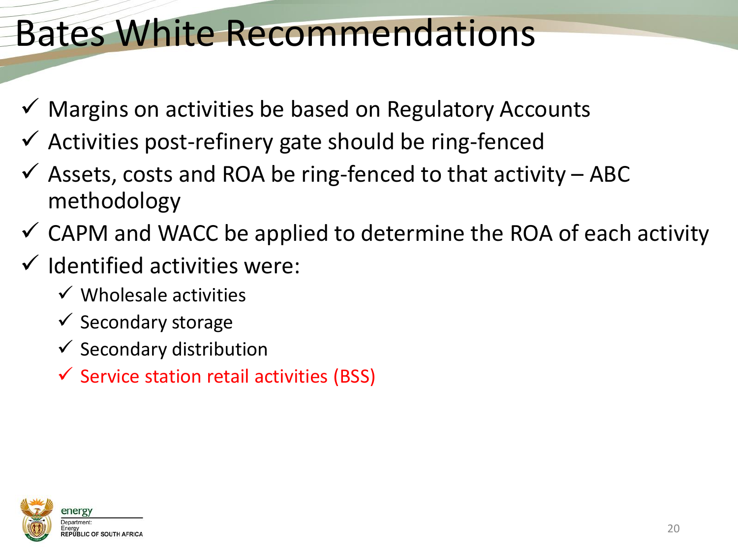# Bates White Recommendations

- ✓ Margins on activities be based on Regulatory Accounts
- ✓ Activities post-refinery gate should be ring-fenced
- ✓ Assets, costs and ROA be ring-fenced to that activity – ABC methodology
- ✓ CAPM and WACC be applied to determine the ROA of each activity
- ✓ Identified activities were:
  - ✓ Wholesale activities
  - ✓ Secondary storage
  - ✓ Secondary distribution
  - ✓ Service station retail activities (BSS)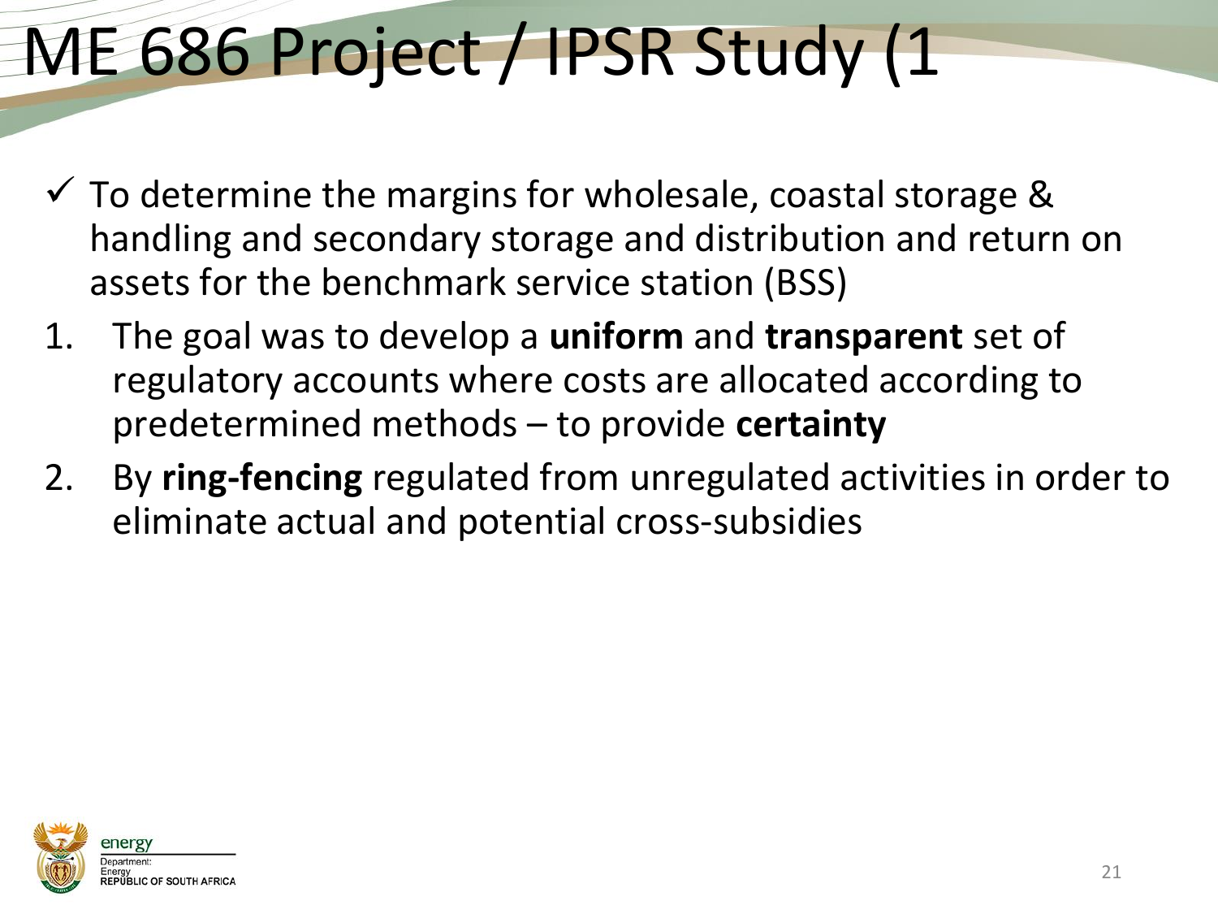# ME 686 Project / IPSR Study (1

- ✓ To determine the margins for wholesale, coastal storage & handling and secondary storage and distribution and return on assets for the benchmark service station (BSS)

1. The goal was to develop a **uniform** and **transparent** set of regulatory accounts where costs are allocated according to predetermined methods – to provide **certainty**
2. By **ring-fencing** regulated from unregulated activities in order to eliminate actual and potential cross-subsidies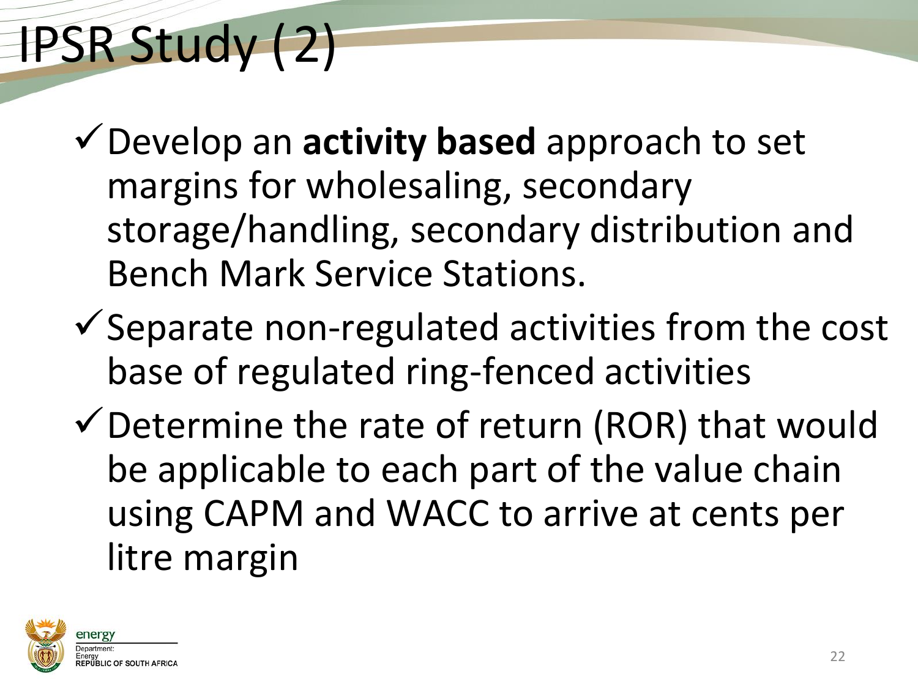# IPSR Study (2)

- ✓ Develop an **activity based** approach to set margins for wholesaling, secondary storage/handling, secondary distribution and Bench Mark Service Stations.
- ✓ Separate non-regulated activities from the cost base of regulated ring-fenced activities
- ✓ Determine the rate of return (ROR) that would be applicable to each part of the value chain using CAPM and WACC to arrive at cents per litre margin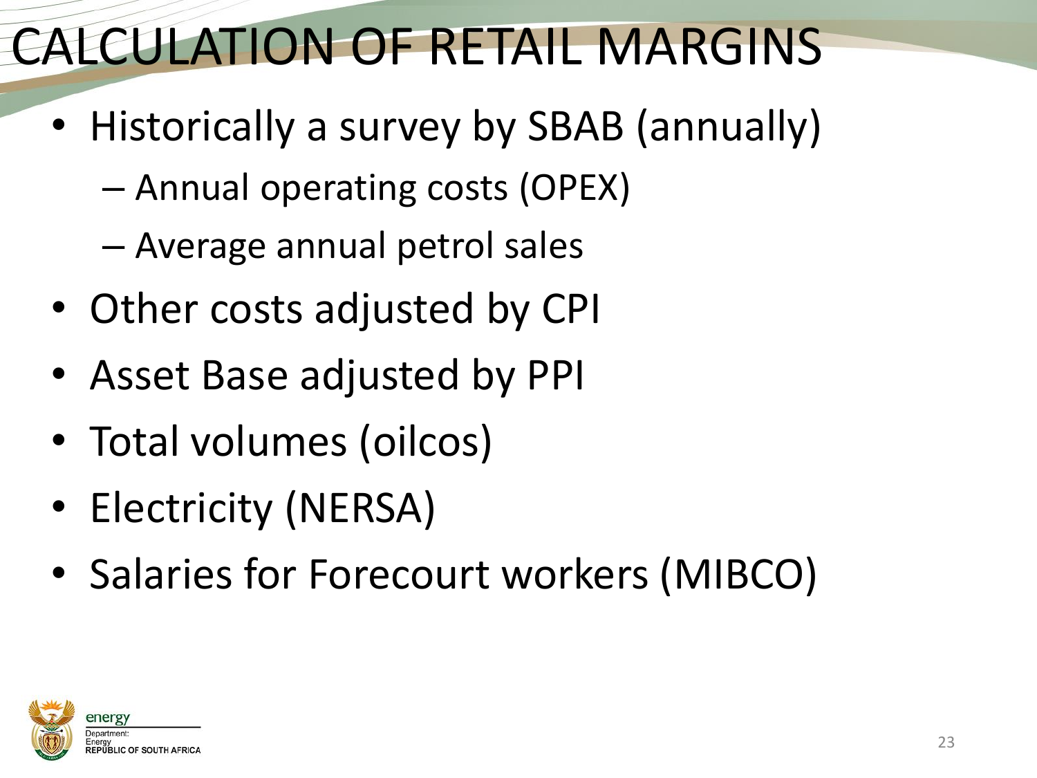# CALCULATION OF RETAIL MARGINS

- Historically a survey by SBAB (annually)
  - Annual operating costs (OPEX)
  - Average annual petrol sales
- Other costs adjusted by CPI
- Asset Base adjusted by PPI
- Total volumes (oilcos)
- Electricity (NERSA)
- Salaries for Forecourt workers (MIBCO)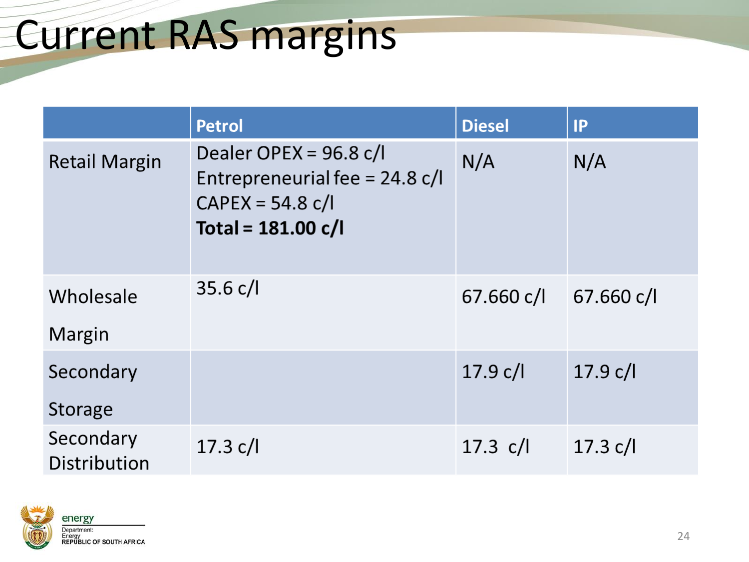# Current RAS margins

| | Petrol | Diesel | IP |
|---|---|---|---|
| Retail Margin | Dealer OPEX = 96.8 c/l<br>Entrepreneurial fee = 24.8 c/l<br>CAPEX = 54.8 c/l<br>**Total = 181.00 c/l** | N/A | N/A |
| Wholesale Margin | 35.6 c/l | 67.660 c/l | 67.660 c/l |
| Secondary Storage | | 17.9 c/l | 17.9 c/l |
| Secondary Distribution | 17.3 c/l | 17.3 c/l | 17.3 c/l |

energy

Department:
Energy
REPUBLIC OF SOUTH AFRICA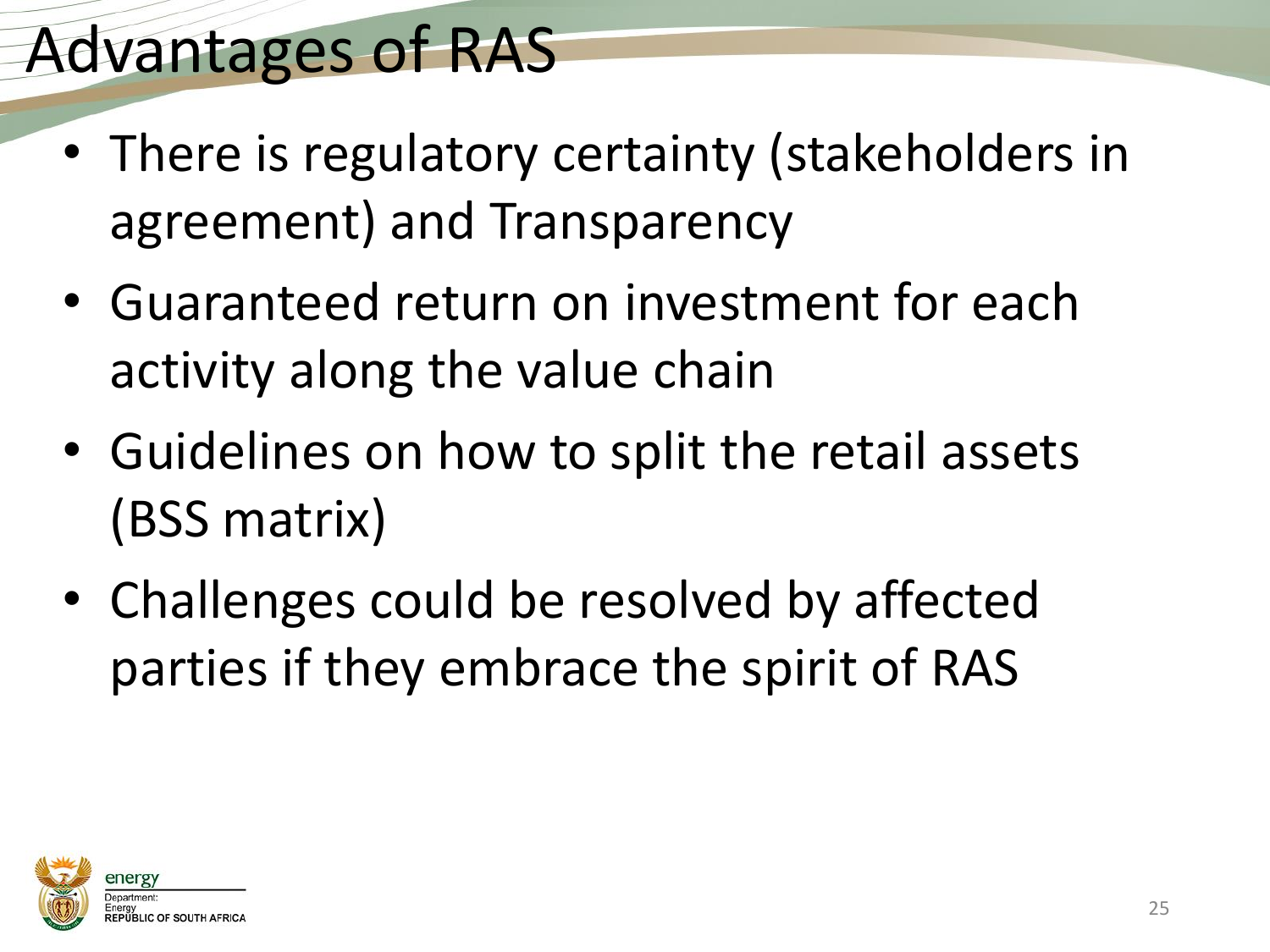# Advantages of RAS

- There is regulatory certainty (stakeholders in agreement) and Transparency
- Guaranteed return on investment for each activity along the value chain
- Guidelines on how to split the retail assets (BSS matrix)
- Challenges could be resolved by affected parties if they embrace the spirit of RAS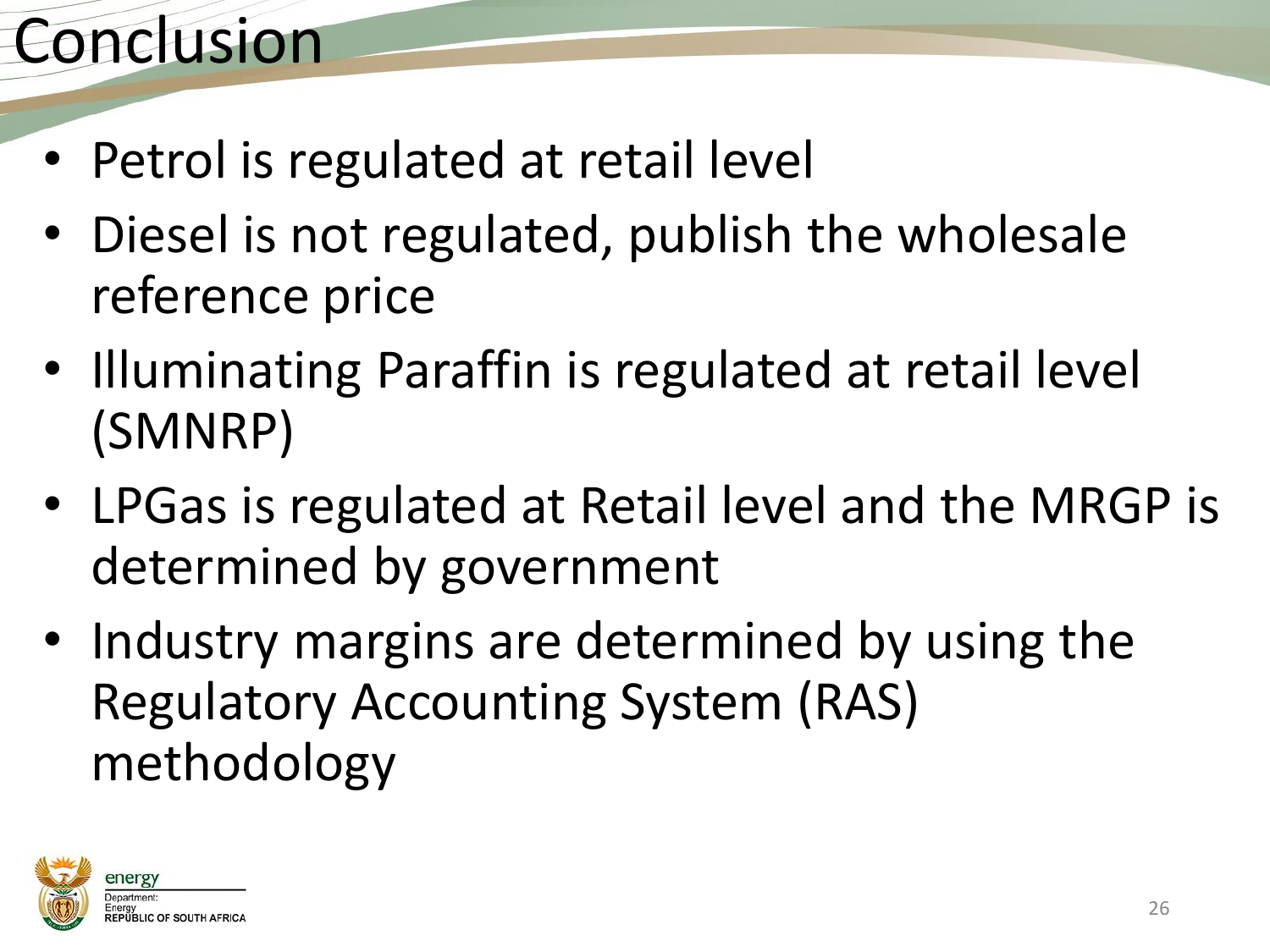# Conclusion

- Petrol is regulated at retail level
- Diesel is not regulated, publish the wholesale reference price
- Illuminating Paraffin is regulated at retail level (SMNRP)
- LPGas is regulated at Retail level and the MRGP is determined by government
- Industry margins are determined by using the Regulatory Accounting System (RAS) methodology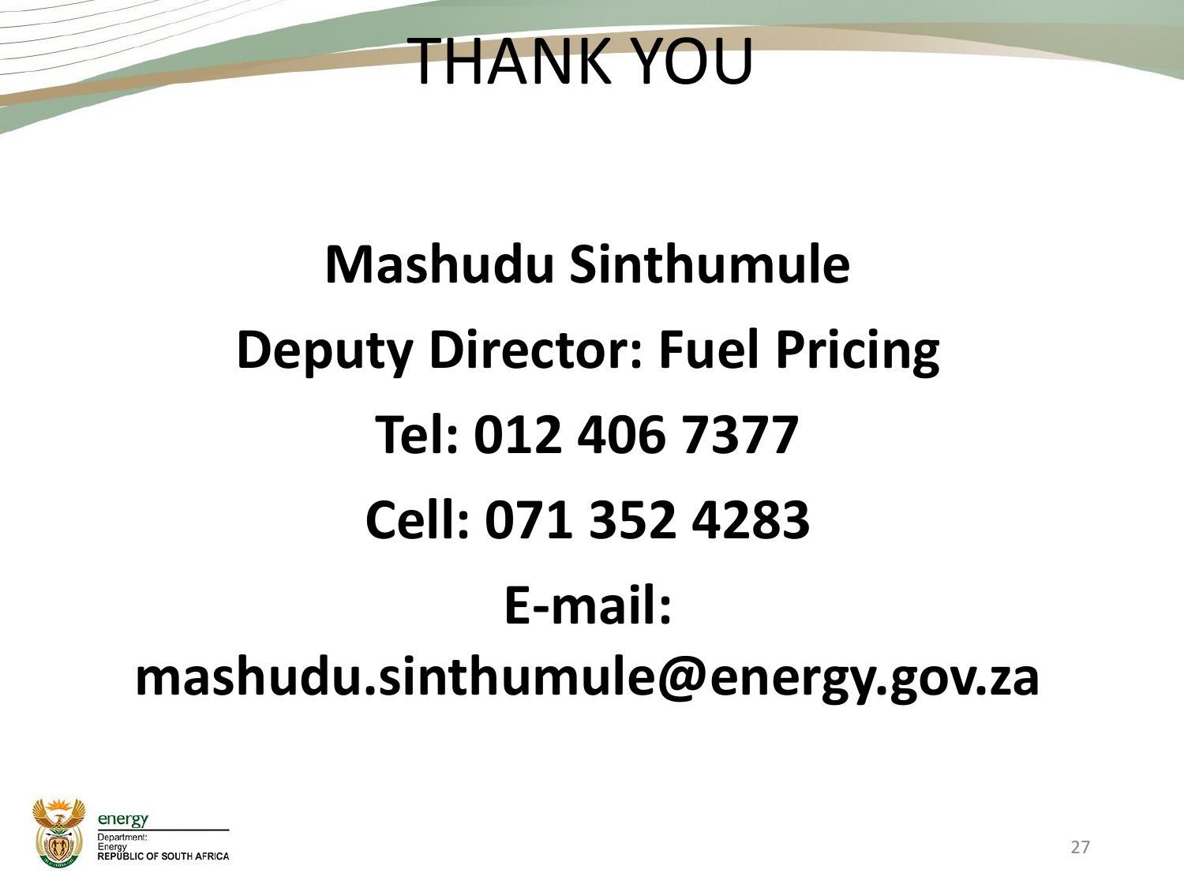# THANK YOU

**Mashudu Sinthumule**

**Deputy Director: Fuel Pricing**

**Tel: 012 406 7377**

**Cell: 071 352 4283**

**E-mail: mashudu.sinthumule@energy.gov.za**

energy
Department:
Energy
REPUBLIC OF SOUTH AFRICA